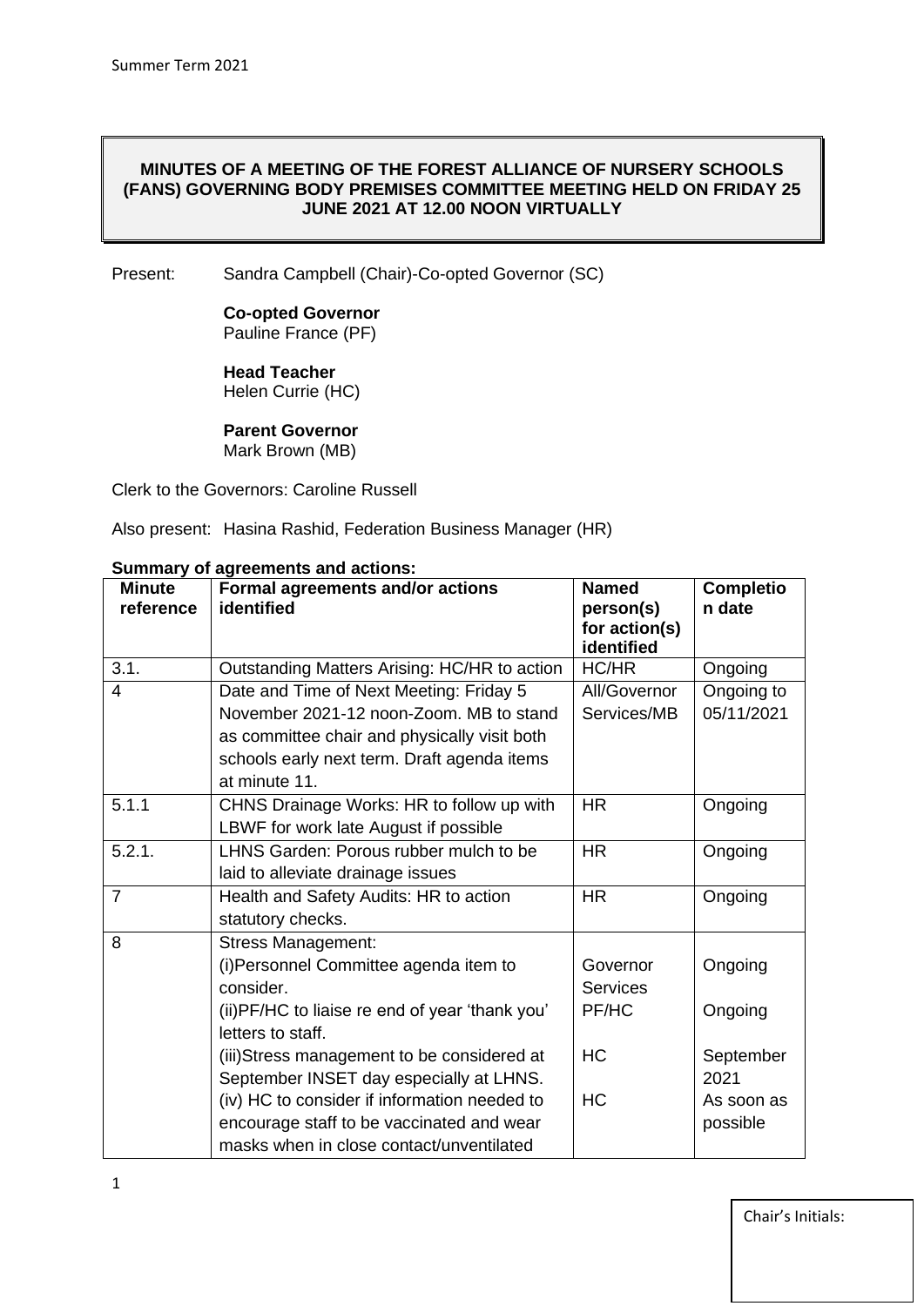**MINUTES OF A MEETING OF THE FOREST ALLIANCE OF NURSERY SCHOOLS (FANS) GOVERNING BODY PREMISES COMMITTEE MEETING HELD ON FRIDAY 25 JUNE 2021 AT 12.00 NOON VIRTUALLY**

Present: Sandra Campbell (Chair)-Co-opted Governor (SC)

**Co-opted Governor**
Pauline France (PF)

**Head Teacher**
Helen Currie (HC)

**Parent Governor**
Mark Brown (MB)

Clerk to the Governors: Caroline Russell

Also present: Hasina Rashid, Federation Business Manager (HR)

**Summary of agreements and actions:**

| Minute reference | Formal agreements and/or actions identified | Named person(s) for action(s) identified | Completion date |
|---|---|---|---|
| 3.1. | Outstanding Matters Arising: HC/HR to action | HC/HR | Ongoing |
| 4 | Date and Time of Next Meeting: Friday 5 November 2021-12 noon-Zoom. MB to stand as committee chair and physically visit both schools early next term. Draft agenda items at minute 11. | All/Governor Services/MB | Ongoing to 05/11/2021 |
| 5.1.1 | CHNS Drainage Works: HR to follow up with LBWF for work late August if possible | HR | Ongoing |
| 5.2.1. | LHNS Garden: Porous rubber mulch to be laid to alleviate drainage issues | HR | Ongoing |
| 7 | Health and Safety Audits: HR to action statutory checks. | HR | Ongoing |
| 8 | Stress Management:<br>(i)Personnel Committee agenda item to consider.<br>(ii)PF/HC to liaise re end of year 'thank you' letters to staff.<br>(iii)Stress management to be considered at September INSET day especially at LHNS.<br>(iv) HC to consider if information needed to encourage staff to be vaccinated and wear masks when in close contact/unventilated | Governor Services<br>PF/HC<br>HC<br>HC | Ongoing<br>Ongoing<br>September 2021<br>As soon as possible |

Chair's Initials: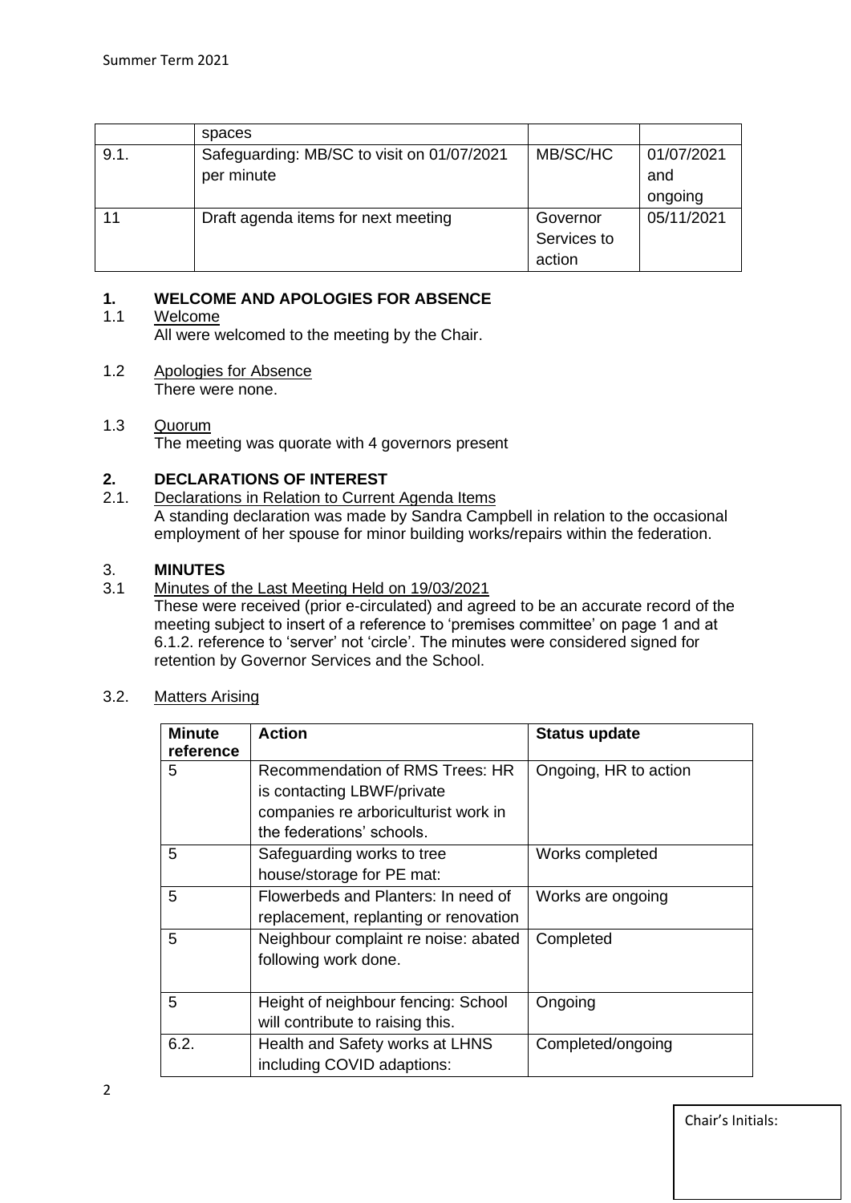|  | spaces |  |  |
|---|---|---|---|
| 9.1. | Safeguarding: MB/SC to visit on 01/07/2021 per minute | MB/SC/HC | 01/07/2021 and ongoing |
| 11 | Draft agenda items for next meeting | Governor Services to action | 05/11/2021 |

## 1. WELCOME AND APOLOGIES FOR ABSENCE

1.1 Welcome

All were welcomed to the meeting by the Chair.

1.2 Apologies for Absence

There were none.

1.3 Quorum

The meeting was quorate with 4 governors present

## 2. DECLARATIONS OF INTEREST

2.1. Declarations in Relation to Current Agenda Items

A standing declaration was made by Sandra Campbell in relation to the occasional employment of her spouse for minor building works/repairs within the federation.

## 3. MINUTES

3.1 Minutes of the Last Meeting Held on 19/03/2021

These were received (prior e-circulated) and agreed to be an accurate record of the meeting subject to insert of a reference to 'premises committee' on page 1 and at 6.1.2. reference to 'server' not 'circle'. The minutes were considered signed for retention by Governor Services and the School.

3.2. Matters Arising

| Minute reference | Action | Status update |
|---|---|---|
| 5 | Recommendation of RMS Trees: HR is contacting LBWF/private companies re arboriculturist work in the federations' schools. | Ongoing, HR to action |
| 5 | Safeguarding works to tree house/storage for PE mat: | Works completed |
| 5 | Flowerbeds and Planters: In need of replacement, replanting or renovation | Works are ongoing |
| 5 | Neighbour complaint re noise: abated following work done. | Completed |
| 5 | Height of neighbour fencing: School will contribute to raising this. | Ongoing |
| 6.2. | Health and Safety works at LHNS including COVID adaptions: | Completed/ongoing |

Chair's Initials: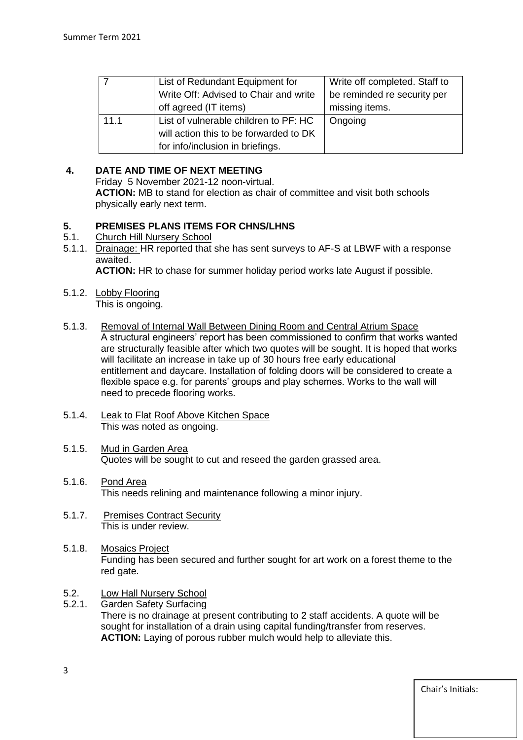| 7 | List of Redundant Equipment for Write Off: Advised to Chair and write off agreed (IT items) | Write off completed. Staff to be reminded re security per missing items. |
|---|---|---|
| 11.1 | List of vulnerable children to PF: HC will action this to be forwarded to DK for info/inclusion in briefings. | Ongoing |

## 4. DATE AND TIME OF NEXT MEETING

Friday 5 November 2021-12 noon-virtual.

**ACTION:** MB to stand for election as chair of committee and visit both schools physically early next term.

## 5. PREMISES PLANS ITEMS FOR CHNS/LHNS

5.1. Church Hill Nursery School

5.1.1. Drainage: HR reported that she has sent surveys to AF-S at LBWF with a response awaited.

**ACTION:** HR to chase for summer holiday period works late August if possible.

5.1.2. Lobby Flooring

This is ongoing.

5.1.3. Removal of Internal Wall Between Dining Room and Central Atrium Space

A structural engineers' report has been commissioned to confirm that works wanted are structurally feasible after which two quotes will be sought. It is hoped that works will facilitate an increase in take up of 30 hours free early educational entitlement and daycare. Installation of folding doors will be considered to create a flexible space e.g. for parents' groups and play schemes. Works to the wall will need to precede flooring works.

5.1.4. Leak to Flat Roof Above Kitchen Space

This was noted as ongoing.

5.1.5. Mud in Garden Area

Quotes will be sought to cut and reseed the garden grassed area.

5.1.6. Pond Area

This needs relining and maintenance following a minor injury.

5.1.7. Premises Contract Security

This is under review.

5.1.8. Mosaics Project

Funding has been secured and further sought for art work on a forest theme to the red gate.

5.2. Low Hall Nursery School

5.2.1. Garden Safety Surfacing

There is no drainage at present contributing to 2 staff accidents. A quote will be sought for installation of a drain using capital funding/transfer from reserves.

**ACTION:** Laying of porous rubber mulch would help to alleviate this.

Chair's Initials: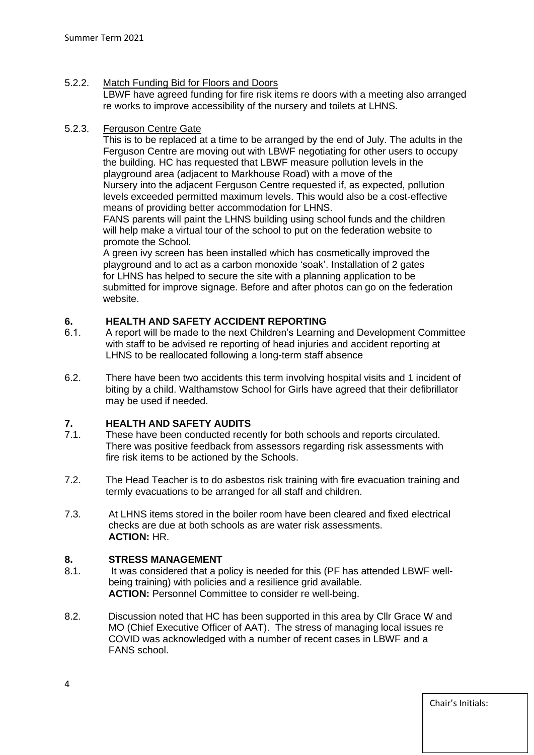5.2.2. Match Funding Bid for Floors and Doors

LBWF have agreed funding for fire risk items re doors with a meeting also arranged re works to improve accessibility of the nursery and toilets at LHNS.

5.2.3. Ferguson Centre Gate

This is to be replaced at a time to be arranged by the end of July. The adults in the Ferguson Centre are moving out with LBWF negotiating for other users to occupy the building. HC has requested that LBWF measure pollution levels in the playground area (adjacent to Markhouse Road) with a move of the Nursery into the adjacent Ferguson Centre requested if, as expected, pollution levels exceeded permitted maximum levels. This would also be a cost-effective means of providing better accommodation for LHNS.

FANS parents will paint the LHNS building using school funds and the children will help make a virtual tour of the school to put on the federation website to promote the School.

A green ivy screen has been installed which has cosmetically improved the playground and to act as a carbon monoxide 'soak'. Installation of 2 gates for LHNS has helped to secure the site with a planning application to be submitted for improve signage. Before and after photos can go on the federation website.

## 6. HEALTH AND SAFETY ACCIDENT REPORTING

6.1. A report will be made to the next Children's Learning and Development Committee with staff to be advised re reporting of head injuries and accident reporting at LHNS to be reallocated following a long-term staff absence

6.2. There have been two accidents this term involving hospital visits and 1 incident of biting by a child. Walthamstow School for Girls have agreed that their defibrillator may be used if needed.

## 7. HEALTH AND SAFETY AUDITS

7.1. These have been conducted recently for both schools and reports circulated. There was positive feedback from assessors regarding risk assessments with fire risk items to be actioned by the Schools.

7.2. The Head Teacher is to do asbestos risk training with fire evacuation training and termly evacuations to be arranged for all staff and children.

7.3. At LHNS items stored in the boiler room have been cleared and fixed electrical checks are due at both schools as are water risk assessments.
**ACTION:** HR.

## 8. STRESS MANAGEMENT

8.1. It was considered that a policy is needed for this (PF has attended LBWF well-being training) with policies and a resilience grid available.
**ACTION:** Personnel Committee to consider re well-being.

8.2. Discussion noted that HC has been supported in this area by Cllr Grace W and MO (Chief Executive Officer of AAT). The stress of managing local issues re COVID was acknowledged with a number of recent cases in LBWF and a FANS school.

Chair's Initials: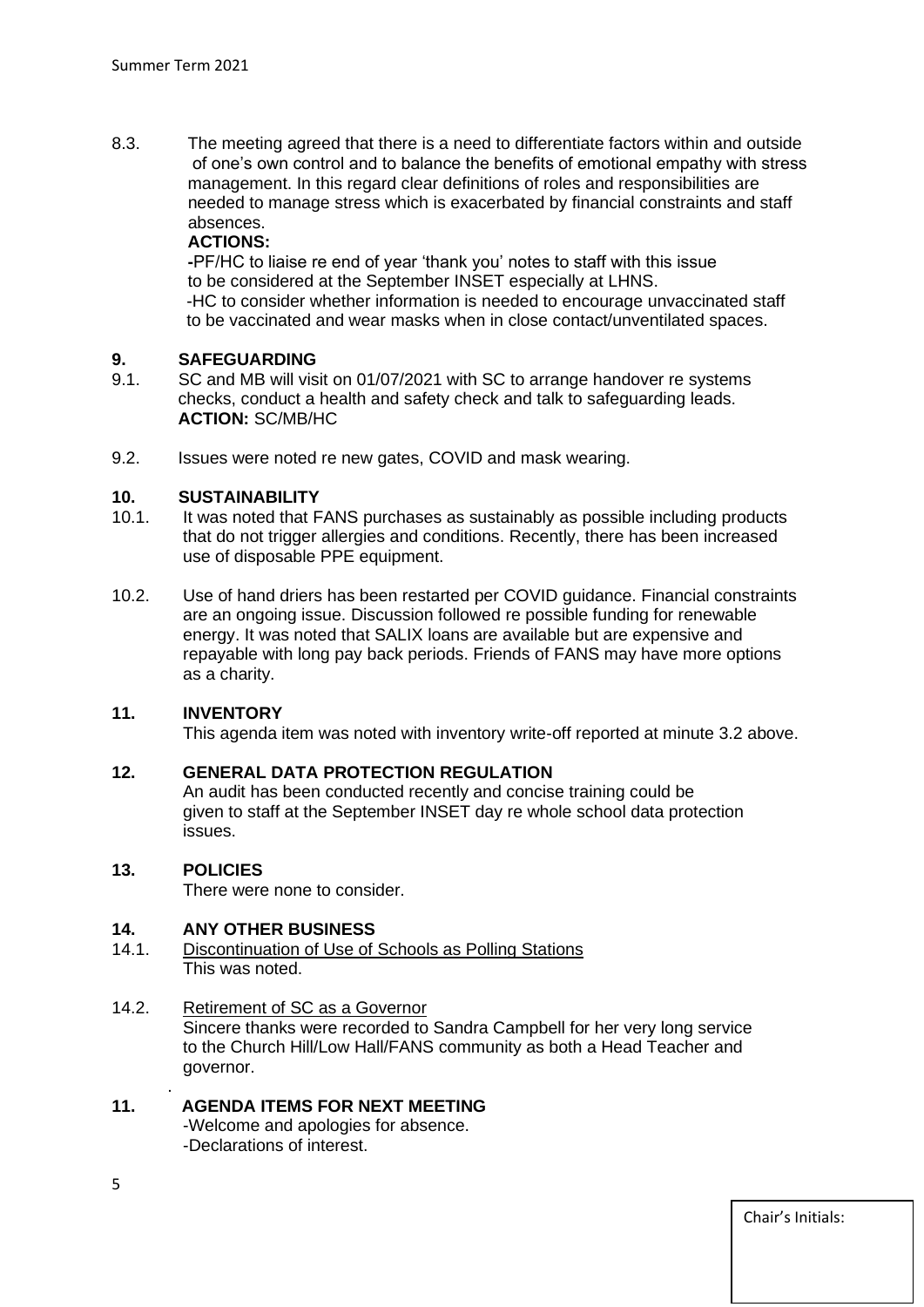8.3. The meeting agreed that there is a need to differentiate factors within and outside of one's own control and to balance the benefits of emotional empathy with stress management. In this regard clear definitions of roles and responsibilities are needed to manage stress which is exacerbated by financial constraints and staff absences.

**ACTIONS:**

**-**PF/HC to liaise re end of year 'thank you' notes to staff with this issue to be considered at the September INSET especially at LHNS.

-HC to consider whether information is needed to encourage unvaccinated staff to be vaccinated and wear masks when in close contact/unventilated spaces.

## 9. SAFEGUARDING

9.1. SC and MB will visit on 01/07/2021 with SC to arrange handover re systems checks, conduct a health and safety check and talk to safeguarding leads.
**ACTION:** SC/MB/HC

9.2. Issues were noted re new gates, COVID and mask wearing.

## 10. SUSTAINABILITY

10.1. It was noted that FANS purchases as sustainably as possible including products that do not trigger allergies and conditions. Recently, there has been increased use of disposable PPE equipment.

10.2. Use of hand driers has been restarted per COVID guidance. Financial constraints are an ongoing issue. Discussion followed re possible funding for renewable energy. It was noted that SALIX loans are available but are expensive and repayable with long pay back periods. Friends of FANS may have more options as a charity.

## 11. INVENTORY

This agenda item was noted with inventory write-off reported at minute 3.2 above.

## 12. GENERAL DATA PROTECTION REGULATION

An audit has been conducted recently and concise training could be given to staff at the September INSET day re whole school data protection issues.

## 13. POLICIES

There were none to consider.

## 14. ANY OTHER BUSINESS

14.1. Discontinuation of Use of Schools as Polling Stations
This was noted.

14.2. Retirement of SC as a Governor
Sincere thanks were recorded to Sandra Campbell for her very long service to the Church Hill/Low Hall/FANS community as both a Head Teacher and governor.

## 11. AGENDA ITEMS FOR NEXT MEETING

-Welcome and apologies for absence.
-Declarations of interest.

Chair's Initials: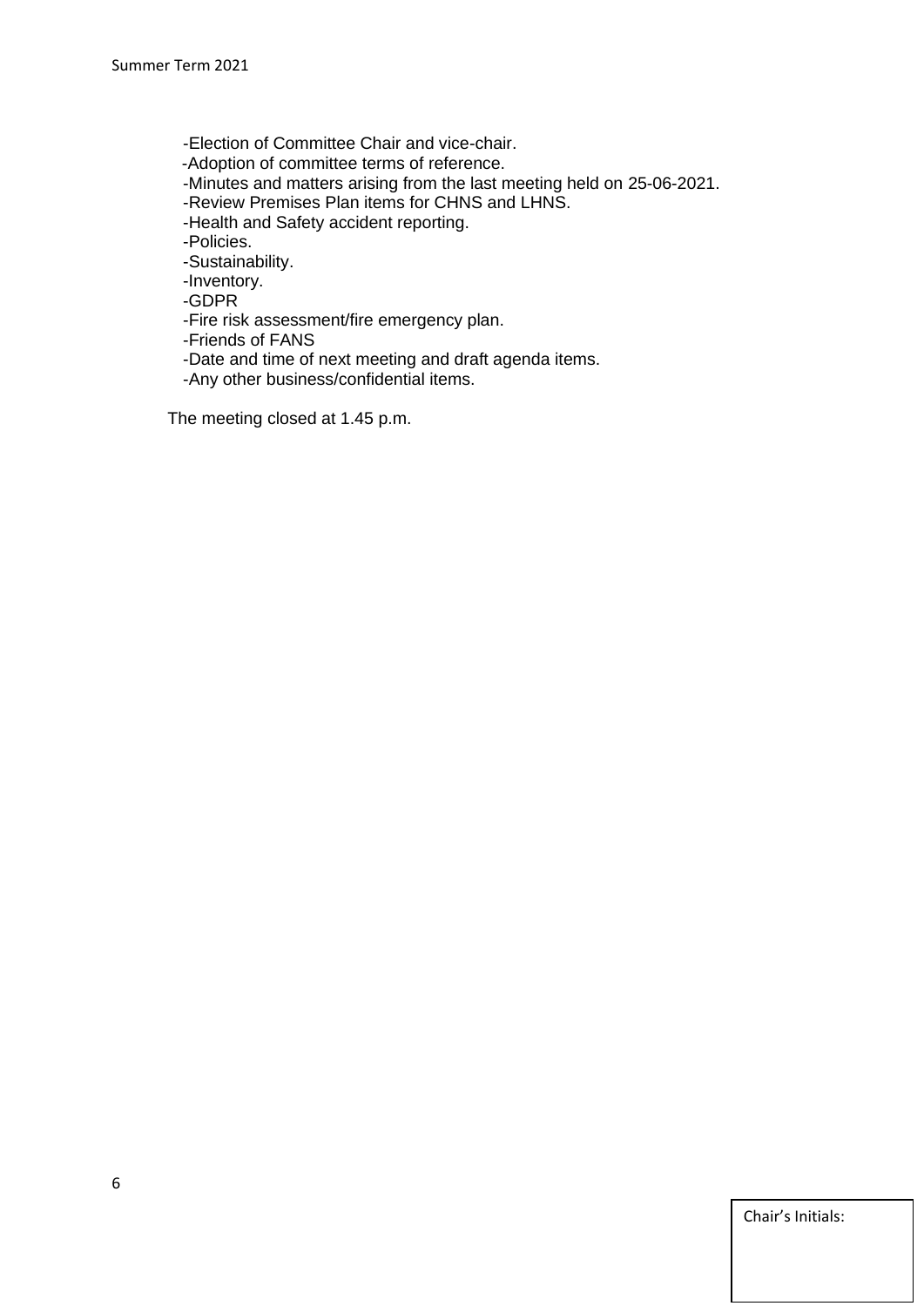-Election of Committee Chair and vice-chair.
-Adoption of committee terms of reference.
-Minutes and matters arising from the last meeting held on 25-06-2021.
-Review Premises Plan items for CHNS and LHNS.
-Health and Safety accident reporting.
-Policies.
-Sustainability.
-Inventory.
-GDPR
-Fire risk assessment/fire emergency plan.
-Friends of FANS
-Date and time of next meeting and draft agenda items.
-Any other business/confidential items.

The meeting closed at 1.45 p.m.

Chair's Initials: